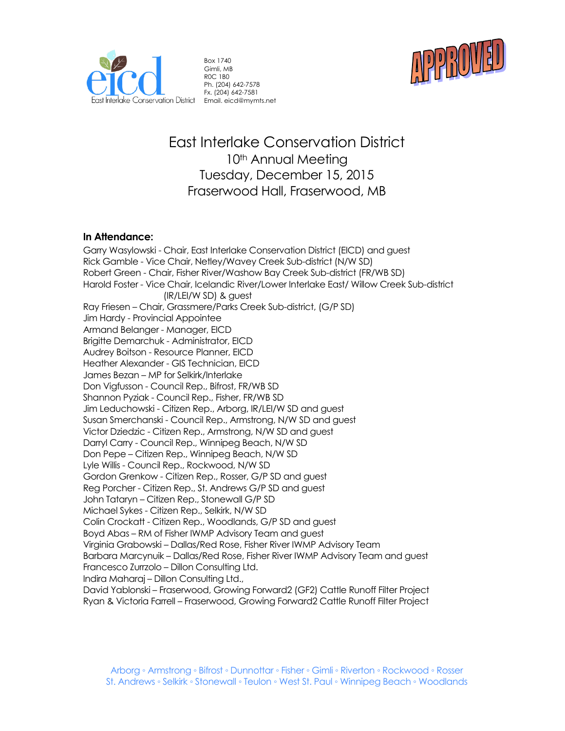eicd East Interlake Conservation District

Box 1740
Gimli, MB
R0C 1B0
Ph. (204) 642-7578
Fx. (204) 642-7581
Email. eicd@mymts.net

APPROVED

# East Interlake Conservation District
## 10th Annual Meeting
## Tuesday, December 15, 2015
## Fraserwood Hall, Fraserwood, MB

### In Attendance:

Garry Wasylowski - Chair, East Interlake Conservation District (EICD) and guest
Rick Gamble - Vice Chair, Netley/Wavey Creek Sub-district (N/W SD)
Robert Green - Chair, Fisher River/Washow Bay Creek Sub-district (FR/WB SD)
Harold Foster - Vice Chair, Icelandic River/Lower Interlake East/ Willow Creek Sub-district (IR/LEI/W SD) & guest
Ray Friesen – Chair, Grassmere/Parks Creek Sub-district, (G/P SD)
Jim Hardy - Provincial Appointee
Armand Belanger - Manager, EICD
Brigitte Demarchuk - Administrator, EICD
Audrey Boitson - Resource Planner, EICD
Heather Alexander - GIS Technician, EICD
James Bezan – MP for Selkirk/Interlake
Don Vigfusson - Council Rep., Bifrost, FR/WB SD
Shannon Pyziak - Council Rep., Fisher, FR/WB SD
Jim Leduchowski - Citizen Rep., Arborg, IR/LEI/W SD and guest
Susan Smerchanski - Council Rep., Armstrong, N/W SD and guest
Victor Dziedzic - Citizen Rep., Armstrong, N/W SD and guest
Darryl Carry - Council Rep., Winnipeg Beach, N/W SD
Don Pepe – Citizen Rep., Winnipeg Beach, N/W SD
Lyle Willis - Council Rep., Rockwood, N/W SD
Gordon Grenkow - Citizen Rep., Rosser, G/P SD and guest
Reg Porcher - Citizen Rep., St. Andrews G/P SD and guest
John Tataryn – Citizen Rep., Stonewall G/P SD
Michael Sykes - Citizen Rep., Selkirk, N/W SD
Colin Crockatt - Citizen Rep., Woodlands, G/P SD and guest
Boyd Abas – RM of Fisher IWMP Advisory Team and guest
Virginia Grabowski – Dallas/Red Rose, Fisher River IWMP Advisory Team
Barbara Marcynuik – Dallas/Red Rose, Fisher River IWMP Advisory Team and guest
Francesco Zurrzolo – Dillon Consulting Ltd.
Indira Maharaj – Dillon Consulting Ltd.,
David Yablonski – Fraserwood, Growing Forward2 (GF2) Cattle Runoff Filter Project
Ryan & Victoria Farrell – Fraserwood, Growing Forward2 Cattle Runoff Filter Project

Arborg ◦ Armstrong ◦ Bifrost ◦ Dunnottar ◦ Fisher ◦ Gimli ◦ Riverton ◦ Rockwood ◦ Rosser
St. Andrews ◦ Selkirk ◦ Stonewall ◦ Teulon ◦ West St. Paul ◦ Winnipeg Beach ◦ Woodlands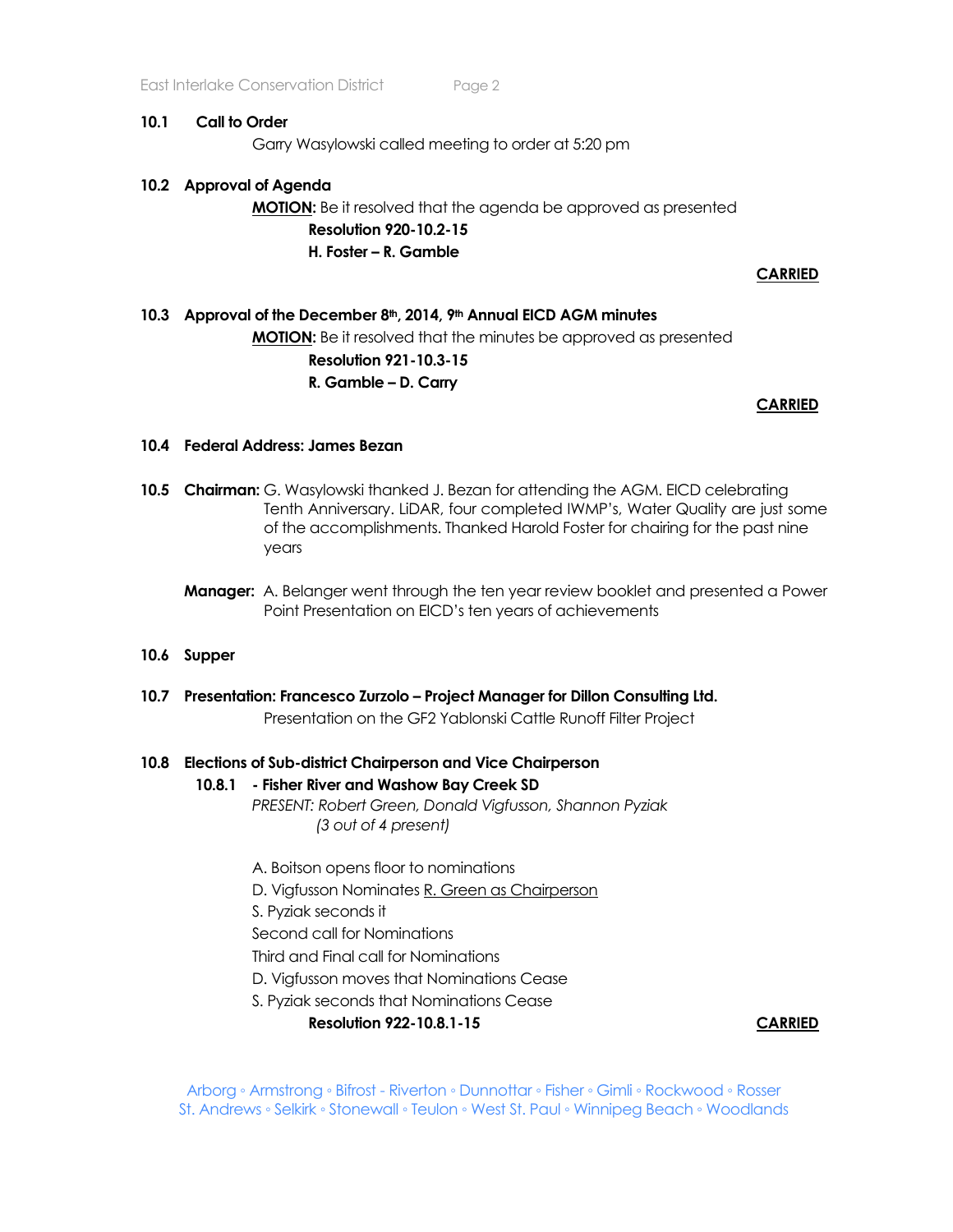**10.1 Call to Order**

Garry Wasylowski called meeting to order at 5:20 pm

**10.2 Approval of Agenda**

**MOTION:** Be it resolved that the agenda be approved as presented

**Resolution 920-10.2-15**

**H. Foster – R. Gamble**

**CARRIED**

**10.3 Approval of the December 8th, 2014, 9th Annual EICD AGM minutes**

**MOTION:** Be it resolved that the minutes be approved as presented

**Resolution 921-10.3-15**

**R. Gamble – D. Carry**

**CARRIED**

**10.4 Federal Address: James Bezan**

**10.5 Chairman:** G. Wasylowski thanked J. Bezan for attending the AGM. EICD celebrating Tenth Anniversary. LiDAR, four completed IWMP's, Water Quality are just some of the accomplishments. Thanked Harold Foster for chairing for the past nine years

**Manager:** A. Belanger went through the ten year review booklet and presented a Power Point Presentation on EICD's ten years of achievements

**10.6 Supper**

**10.7 Presentation: Francesco Zurzolo – Project Manager for Dillon Consulting Ltd.**

Presentation on the GF2 Yablonski Cattle Runoff Filter Project

**10.8 Elections of Sub-district Chairperson and Vice Chairperson**

**10.8.1 - Fisher River and Washow Bay Creek SD**

*PRESENT: Robert Green, Donald Vigfusson, Shannon Pyziak (3 out of 4 present)*

A. Boitson opens floor to nominations

D. Vigfusson Nominates R. Green as Chairperson

S. Pyziak seconds it

Second call for Nominations

Third and Final call for Nominations

D. Vigfusson moves that Nominations Cease

S. Pyziak seconds that Nominations Cease

**Resolution 922-10.8.1-15** **CARRIED**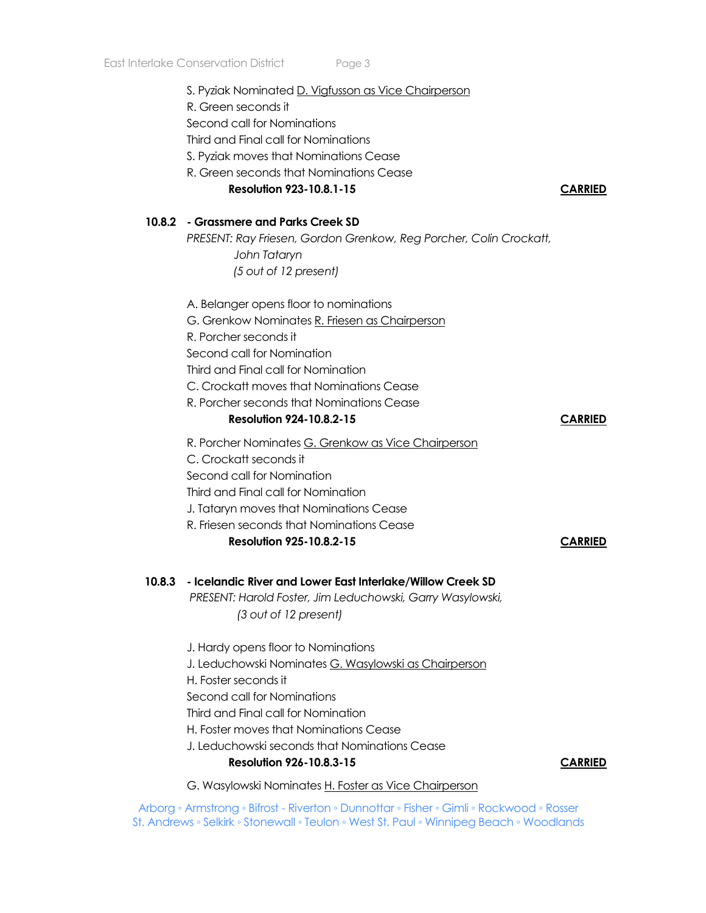S. Pyziak Nominated D. Vigfusson as Vice Chairperson
R. Green seconds it
Second call for Nominations
Third and Final call for Nominations
S. Pyziak moves that Nominations Cease
R. Green seconds that Nominations Cease

**Resolution 923-10.8.1-15** **CARRIED**

### 10.8.2 - Grassmere and Parks Creek SD

*PRESENT: Ray Friesen, Gordon Grenkow, Reg Porcher, Colin Crockatt, John Tataryn*
*(5 out of 12 present)*

A. Belanger opens floor to nominations
G. Grenkow Nominates R. Friesen as Chairperson
R. Porcher seconds it
Second call for Nomination
Third and Final call for Nomination
C. Crockatt moves that Nominations Cease
R. Porcher seconds that Nominations Cease

**Resolution 924-10.8.2-15** **CARRIED**

R. Porcher Nominates G. Grenkow as Vice Chairperson
C. Crockatt seconds it
Second call for Nomination
Third and Final call for Nomination
J. Tataryn moves that Nominations Cease
R. Friesen seconds that Nominations Cease

**Resolution 925-10.8.2-15** **CARRIED**

### 10.8.3 - Icelandic River and Lower East Interlake/Willow Creek SD

*PRESENT: Harold Foster, Jim Leduchowski, Garry Wasylowski,*
*(3 out of 12 present)*

J. Hardy opens floor to Nominations
J. Leduchowski Nominates G. Wasylowski as Chairperson
H. Foster seconds it
Second call for Nominations
Third and Final call for Nomination
H. Foster moves that Nominations Cease
J. Leduchowski seconds that Nominations Cease

**Resolution 926-10.8.3-15** **CARRIED**

G. Wasylowski Nominates H. Foster as Vice Chairperson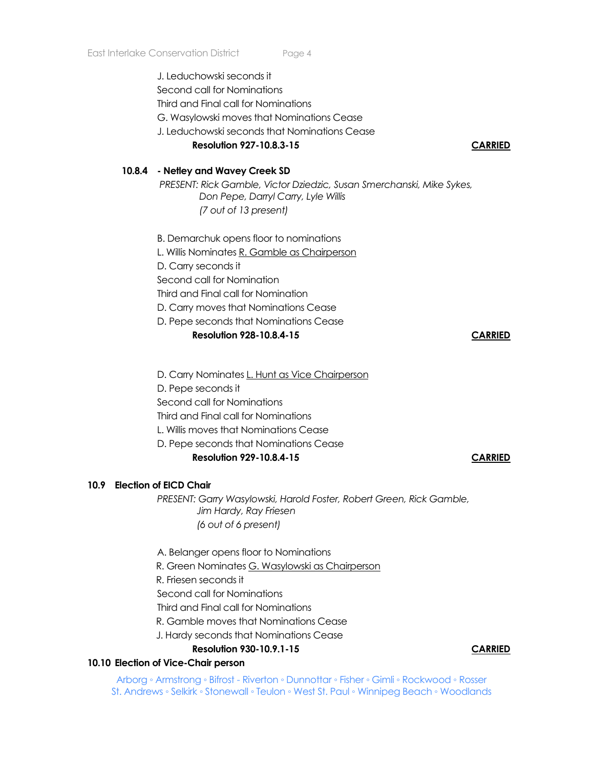J. Leduchowski seconds it
Second call for Nominations
Third and Final call for Nominations
G. Wasylowski moves that Nominations Cease
J. Leduchowski seconds that Nominations Cease

**Resolution 927-10.8.3-15** **CARRIED**

**10.8.4 - Netley and Wavey Creek SD**

*PRESENT: Rick Gamble, Victor Dziedzic, Susan Smerchanski, Mike Sykes, Don Pepe, Darryl Carry, Lyle Willis (7 out of 13 present)*

B. Demarchuk opens floor to nominations
L. Willis Nominates R. Gamble as Chairperson
D. Carry seconds it
Second call for Nomination
Third and Final call for Nomination
D. Carry moves that Nominations Cease
D. Pepe seconds that Nominations Cease

**Resolution 928-10.8.4-15** **CARRIED**

D. Carry Nominates L. Hunt as Vice Chairperson
D. Pepe seconds it
Second call for Nominations
Third and Final call for Nominations
L. Willis moves that Nominations Cease
D. Pepe seconds that Nominations Cease

**Resolution 929-10.8.4-15** **CARRIED**

**10.9 Election of EICD Chair**

*PRESENT: Garry Wasylowski, Harold Foster, Robert Green, Rick Gamble, Jim Hardy, Ray Friesen (6 out of 6 present)*

A. Belanger opens floor to Nominations
R. Green Nominates G. Wasylowski as Chairperson
R. Friesen seconds it
Second call for Nominations
Third and Final call for Nominations
R. Gamble moves that Nominations Cease
J. Hardy seconds that Nominations Cease

**Resolution 930-10.9.1-15** **CARRIED**

**10.10 Election of Vice-Chair person**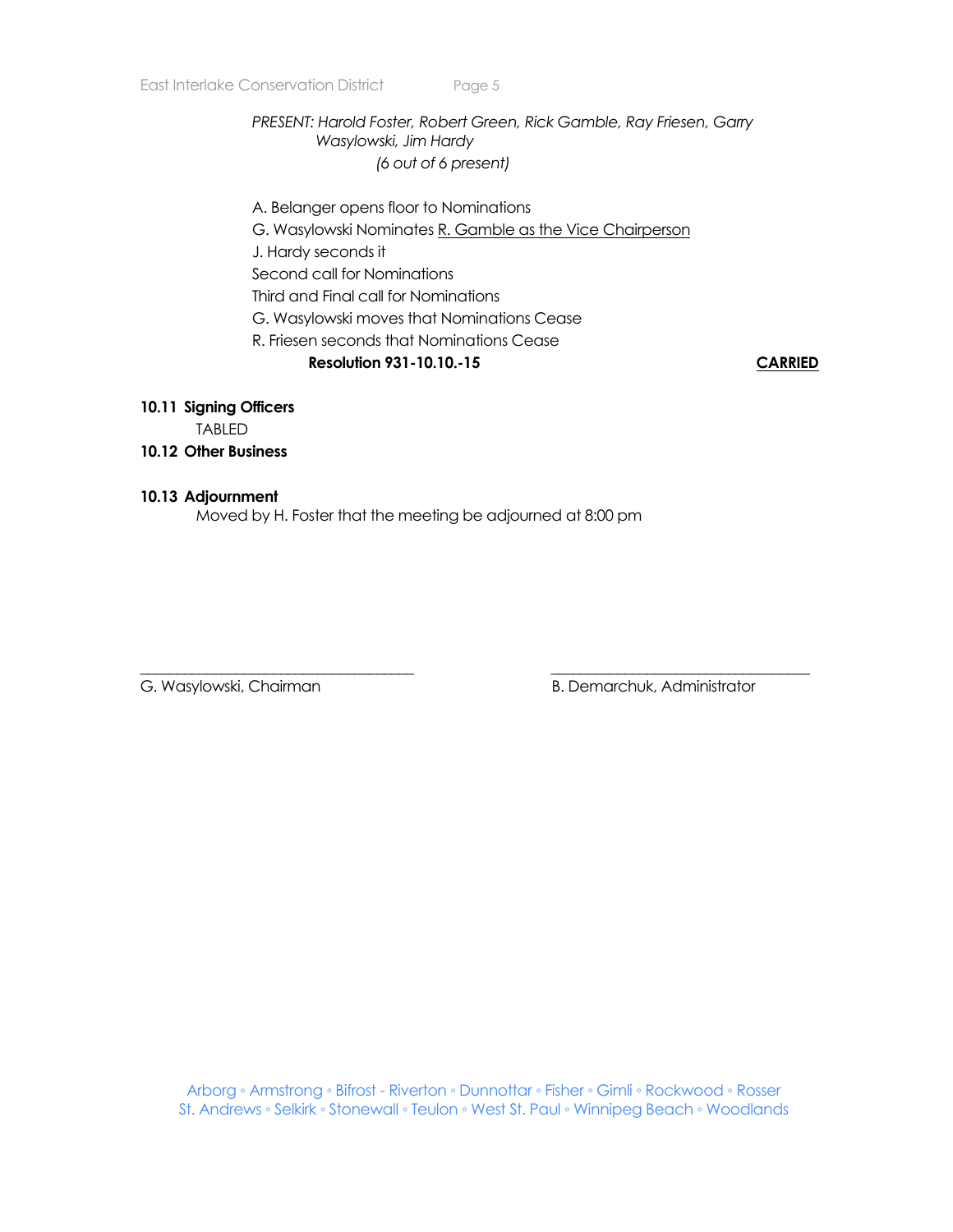*PRESENT: Harold Foster, Robert Green, Rick Gamble, Ray Friesen, Garry Wasylowski, Jim Hardy*
*(6 out of 6 present)*

A. Belanger opens floor to Nominations
G. Wasylowski Nominates R. Gamble as the Vice Chairperson
J. Hardy seconds it
Second call for Nominations
Third and Final call for Nominations
G. Wasylowski moves that Nominations Cease
R. Friesen seconds that Nominations Cease

**Resolution 931-10.10.-15** **CARRIED**

**10.11 Signing Officers**

TABLED

**10.12 Other Business**

**10.13 Adjournment**

Moved by H. Foster that the meeting be adjourned at 8:00 pm

\_\_\_\_\_\_\_\_\_\_\_\_\_\_\_\_\_\_\_\_\_\_\_\_\_\_\_\_\_\_\_\_\_\_\_\_
G. Wasylowski, Chairman

\_\_\_\_\_\_\_\_\_\_\_\_\_\_\_\_\_\_\_\_\_\_\_\_\_\_\_\_\_\_\_\_\_\_\_\_
B. Demarchuk, Administrator

Arborg ◦ Armstrong ◦ Bifrost - Riverton ◦ Dunnottar ◦ Fisher ◦ Gimli ◦ Rockwood ◦ Rosser
St. Andrews ◦ Selkirk ◦ Stonewall ◦ Teulon ◦ West St. Paul ◦ Winnipeg Beach ◦ Woodlands